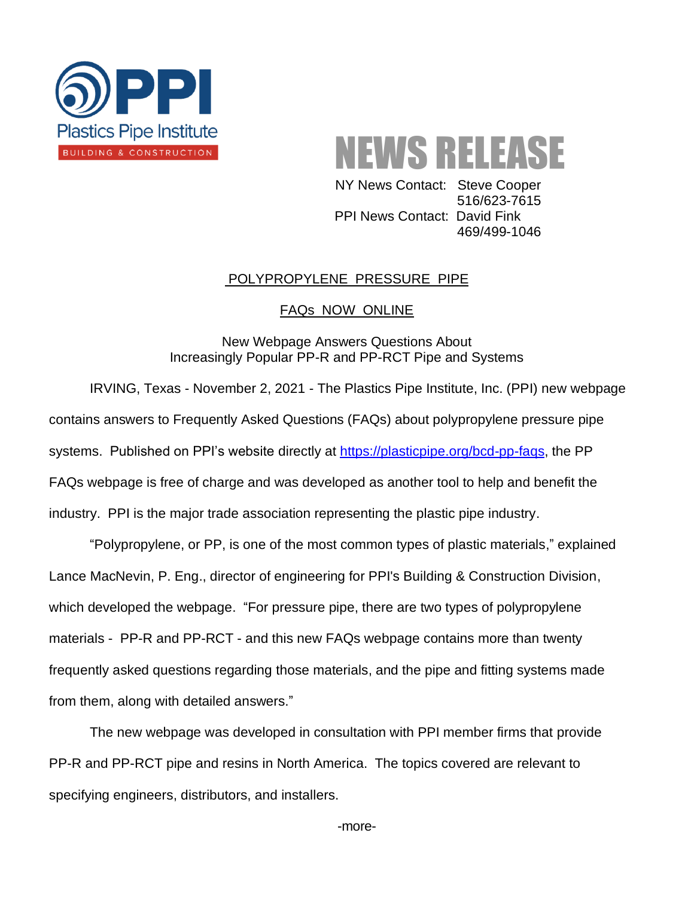PPI
Plastics Pipe Institute
BUILDING & CONSTRUCTION

# NEWS RELEASE

NY News Contact: Steve Cooper
516/623-7615
PPI News Contact: David Fink
469/499-1046

## POLYPROPYLENE PRESSURE PIPE

## FAQs NOW ONLINE

New Webpage Answers Questions About
Increasingly Popular PP-R and PP-RCT Pipe and Systems

IRVING, Texas - November 2, 2021 - The Plastics Pipe Institute, Inc. (PPI) new webpage contains answers to Frequently Asked Questions (FAQs) about polypropylene pressure pipe systems. Published on PPI's website directly at https://plasticpipe.org/bcd-pp-faqs, the PP FAQs webpage is free of charge and was developed as another tool to help and benefit the industry. PPI is the major trade association representing the plastic pipe industry.

"Polypropylene, or PP, is one of the most common types of plastic materials," explained Lance MacNevin, P. Eng., director of engineering for PPI's Building & Construction Division, which developed the webpage. "For pressure pipe, there are two types of polypropylene materials - PP-R and PP-RCT - and this new FAQs webpage contains more than twenty frequently asked questions regarding those materials, and the pipe and fitting systems made from them, along with detailed answers."

The new webpage was developed in consultation with PPI member firms that provide PP-R and PP-RCT pipe and resins in North America. The topics covered are relevant to specifying engineers, distributors, and installers.

-more-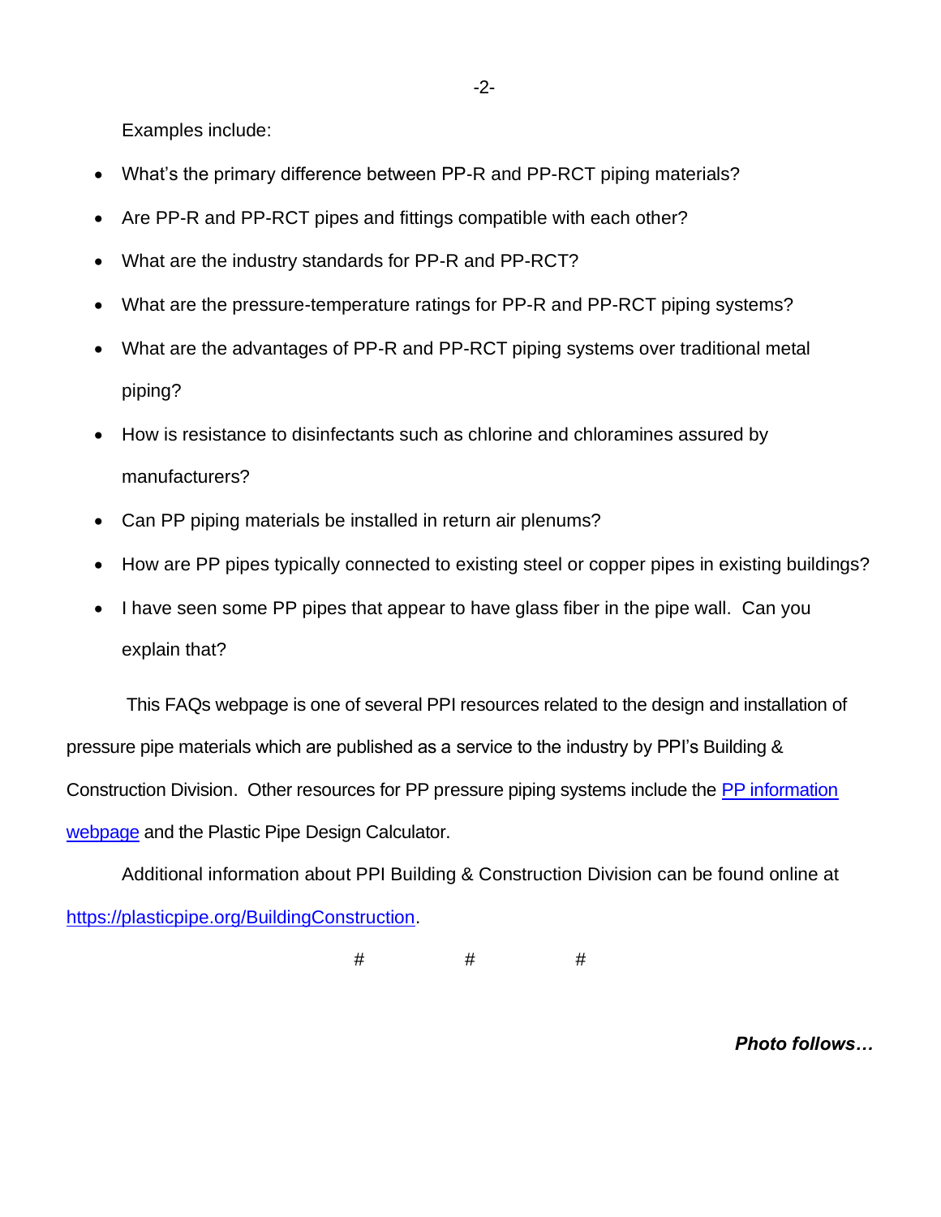Examples include:

- What's the primary difference between PP-R and PP-RCT piping materials?
- Are PP-R and PP-RCT pipes and fittings compatible with each other?
- What are the industry standards for PP-R and PP-RCT?
- What are the pressure-temperature ratings for PP-R and PP-RCT piping systems?
- What are the advantages of PP-R and PP-RCT piping systems over traditional metal piping?
- How is resistance to disinfectants such as chlorine and chloramines assured by manufacturers?
- Can PP piping materials be installed in return air plenums?
- How are PP pipes typically connected to existing steel or copper pipes in existing buildings?
- I have seen some PP pipes that appear to have glass fiber in the pipe wall. Can you explain that?

This FAQs webpage is one of several PPI resources related to the design and installation of pressure pipe materials which are published as a service to the industry by PPI's Building & Construction Division. Other resources for PP pressure piping systems include the [PP information webpage] and the Plastic Pipe Design Calculator.

Additional information about PPI Building & Construction Division can be found online at https://plasticpipe.org/BuildingConstruction.

# # #

***Photo follows…***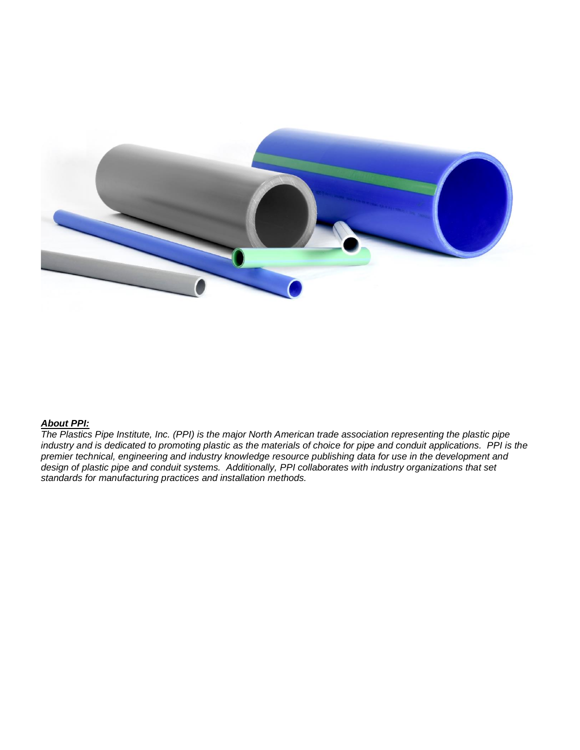***About PPI:***

*The Plastics Pipe Institute, Inc. (PPI) is the major North American trade association representing the plastic pipe industry and is dedicated to promoting plastic as the materials of choice for pipe and conduit applications. PPI is the premier technical, engineering and industry knowledge resource publishing data for use in the development and design of plastic pipe and conduit systems. Additionally, PPI collaborates with industry organizations that set standards for manufacturing practices and installation methods.*